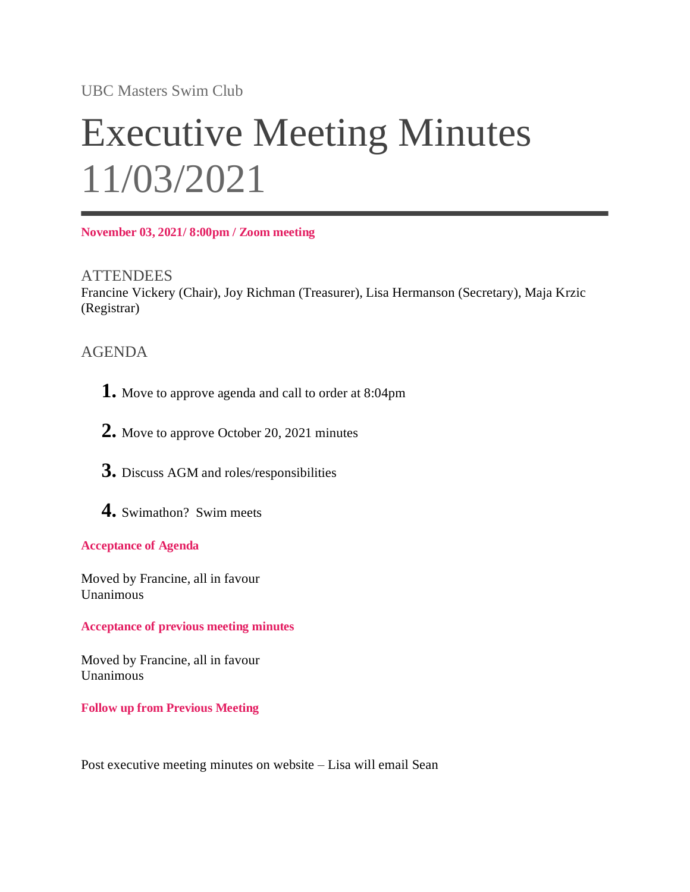UBC Masters Swim Club

# Executive Meeting Minutes 11/03/2021

**November 03, 2021/ 8:00pm / Zoom meeting**

## ATTENDEES

Francine Vickery (Chair), Joy Richman (Treasurer), Lisa Hermanson (Secretary), Maja Krzic (Registrar)

## AGENDA

1. Move to approve agenda and call to order at 8:04pm
2. Move to approve October 20, 2021 minutes
3. Discuss AGM and roles/responsibilities
4. Swimathon? Swim meets

**Acceptance of Agenda**

Moved by Francine, all in favour
Unanimous

**Acceptance of previous meeting minutes**

Moved by Francine, all in favour
Unanimous

**Follow up from Previous Meeting**

Post executive meeting minutes on website – Lisa will email Sean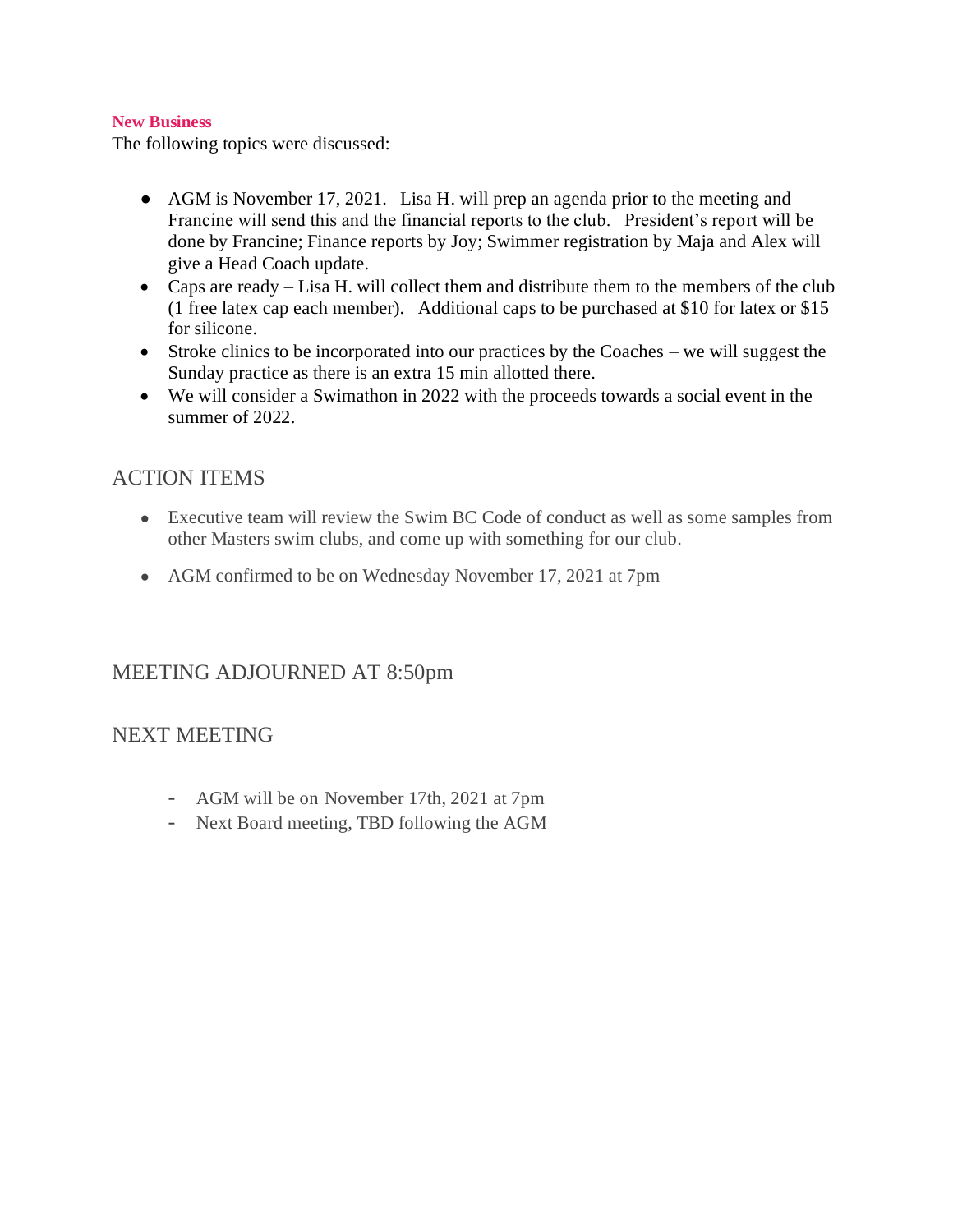**New Business**

The following topics were discussed:

- AGM is November 17, 2021. Lisa H. will prep an agenda prior to the meeting and Francine will send this and the financial reports to the club. President's report will be done by Francine; Finance reports by Joy; Swimmer registration by Maja and Alex will give a Head Coach update.
- Caps are ready – Lisa H. will collect them and distribute them to the members of the club (1 free latex cap each member). Additional caps to be purchased at $10 for latex or $15 for silicone.
- Stroke clinics to be incorporated into our practices by the Coaches – we will suggest the Sunday practice as there is an extra 15 min allotted there.
- We will consider a Swimathon in 2022 with the proceeds towards a social event in the summer of 2022.

## ACTION ITEMS

- Executive team will review the Swim BC Code of conduct as well as some samples from other Masters swim clubs, and come up with something for our club.
- AGM confirmed to be on Wednesday November 17, 2021 at 7pm

## MEETING ADJOURNED AT 8:50pm

## NEXT MEETING

- AGM will be on November 17th, 2021 at 7pm
- Next Board meeting, TBD following the AGM